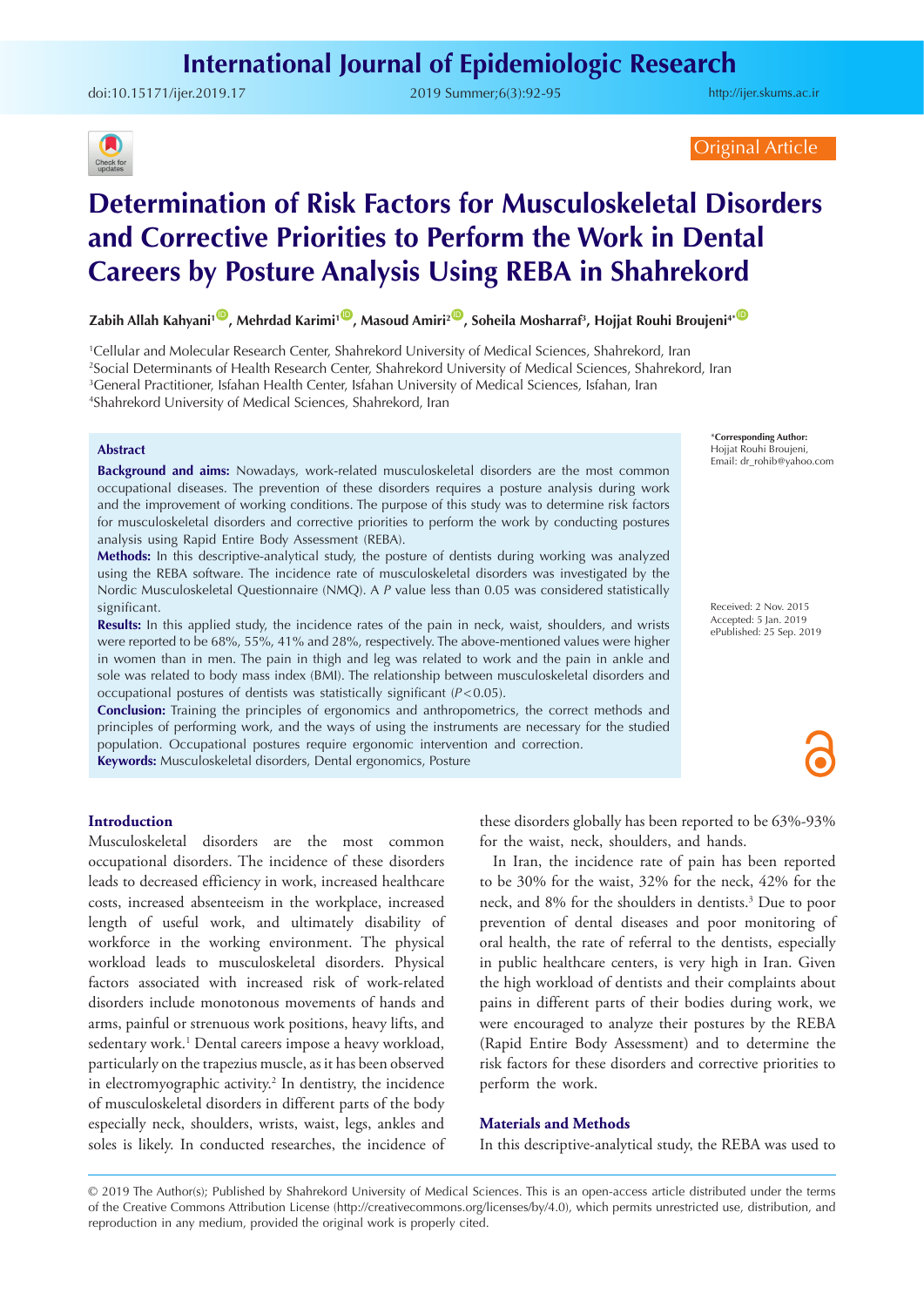Original Article

# Determination of Risk Factors for Musculoskeletal Disorders and Corrective Priorities to Perform the Work in Dental Careers by Posture Analysis Using REBA in Shahrekord

**Zabih Allah Kahyani[1], Mehrdad Karimi[1], Masoud Amiri[2], Soheila Mosharraf[3], Hojjat Rouhi Broujeni[4]***

[1]Cellular and Molecular Research Center, Shahrekord University of Medical Sciences, Shahrekord, Iran
[2]Social Determinants of Health Research Center, Shahrekord University of Medical Sciences, Shahrekord, Iran
[3]General Practitioner, Isfahan Health Center, Isfahan University of Medical Sciences, Isfahan, Iran
[4]Shahrekord University of Medical Sciences, Shahrekord, Iran

***Corresponding Author:** Hojjat Rouhi Broujeni, Email: dr_rohib@yahoo.com

Received: 2 Nov. 2015
Accepted: 5 Jan. 2019
ePublished: 25 Sep. 2019

## Abstract

**Background and aims:** Nowadays, work-related musculoskeletal disorders are the most common occupational diseases. The prevention of these disorders requires a posture analysis during work and the improvement of working conditions. The purpose of this study was to determine risk factors for musculoskeletal disorders and corrective priorities to perform the work by conducting postures analysis using Rapid Entire Body Assessment (REBA).

**Methods:** In this descriptive-analytical study, the posture of dentists during working was analyzed using the REBA software. The incidence rate of musculoskeletal disorders was investigated by the Nordic Musculoskeletal Questionnaire (NMQ). A *P* value less than 0.05 was considered statistically significant.

**Results:** In this applied study, the incidence rates of the pain in neck, waist, shoulders, and wrists were reported to be 68%, 55%, 41% and 28%, respectively. The above-mentioned values were higher in women than in men. The pain in thigh and leg was related to work and the pain in ankle and sole was related to body mass index (BMI). The relationship between musculoskeletal disorders and occupational postures of dentists was statistically significant ($P<0.05$).

**Conclusion:** Training the principles of ergonomics and anthropometrics, the correct methods and principles of performing work, and the ways of using the instruments are necessary for the studied population. Occupational postures require ergonomic intervention and correction.

**Keywords:** Musculoskeletal disorders, Dental ergonomics, Posture

## Introduction

Musculoskeletal disorders are the most common occupational disorders. The incidence of these disorders leads to decreased efficiency in work, increased healthcare costs, increased absenteeism in the workplace, increased length of useful work, and ultimately disability of workforce in the working environment. The physical workload leads to musculoskeletal disorders. Physical factors associated with increased risk of work-related disorders include monotonous movements of hands and arms, painful or strenuous work positions, heavy lifts, and sedentary work.[1] Dental careers impose a heavy workload, particularly on the trapezius muscle, as it has been observed in electromyographic activity.[2] In dentistry, the incidence of musculoskeletal disorders in different parts of the body especially neck, shoulders, wrists, waist, legs, ankles and soles is likely. In conducted researches, the incidence of these disorders globally has been reported to be 63%-93% for the waist, neck, shoulders, and hands.

In Iran, the incidence rate of pain has been reported to be 30% for the waist, 32% for the neck, 42% for the neck, and 8% for the shoulders in dentists.[3] Due to poor prevention of dental diseases and poor monitoring of oral health, the rate of referral to the dentists, especially in public healthcare centers, is very high in Iran. Given the high workload of dentists and their complaints about pains in different parts of their bodies during work, we were encouraged to analyze their postures by the REBA (Rapid Entire Body Assessment) and to determine the risk factors for these disorders and corrective priorities to perform the work.

## Materials and Methods

In this descriptive-analytical study, the REBA was used to

© 2019 The Author(s); Published by Shahrekord University of Medical Sciences. This is an open-access article distributed under the terms of the Creative Commons Attribution License (http://creativecommons.org/licenses/by/4.0), which permits unrestricted use, distribution, and reproduction in any medium, provided the original work is properly cited.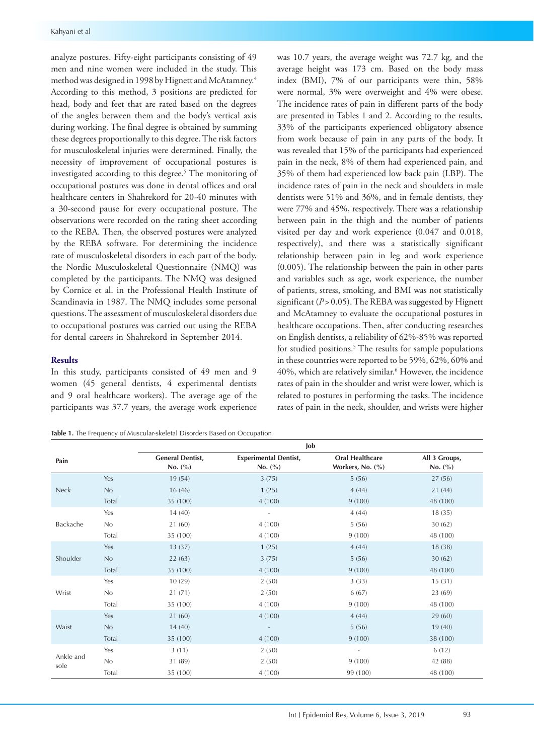analyze postures. Fifty-eight participants consisting of 49 men and nine women were included in the study. This method was designed in 1998 by Hignett and McAtamney.[4] According to this method, 3 positions are predicted for head, body and feet that are rated based on the degrees of the angles between them and the body's vertical axis during working. The final degree is obtained by summing these degrees proportionally to this degree. The risk factors for musculoskeletal injuries were determined. Finally, the necessity of improvement of occupational postures is investigated according to this degree.[5] The monitoring of occupational postures was done in dental offices and oral healthcare centers in Shahrekord for 20-40 minutes with a 30-second pause for every occupational posture. The observations were recorded on the rating sheet according to the REBA. Then, the observed postures were analyzed by the REBA software. For determining the incidence rate of musculoskeletal disorders in each part of the body, the Nordic Musculoskeletal Questionnaire (NMQ) was completed by the participants. The NMQ was designed by Cornice et al. in the Professional Health Institute of Scandinavia in 1987. The NMQ includes some personal questions. The assessment of musculoskeletal disorders due to occupational postures was carried out using the REBA for dental careers in Shahrekord in September 2014.

## Results

In this study, participants consisted of 49 men and 9 women (45 general dentists, 4 experimental dentists and 9 oral healthcare workers). The average age of the participants was 37.7 years, the average work experience was 10.7 years, the average weight was 72.7 kg, and the average height was 173 cm. Based on the body mass index (BMI), 7% of our participants were thin, 58% were normal, 3% were overweight and 4% were obese. The incidence rates of pain in different parts of the body are presented in Tables 1 and 2. According to the results, 33% of the participants experienced obligatory absence from work because of pain in any parts of the body. It was revealed that 15% of the participants had experienced pain in the neck, 8% of them had experienced pain, and 35% of them had experienced low back pain (LBP). The incidence rates of pain in the neck and shoulders in male dentists were 51% and 36%, and in female dentists, they were 77% and 45%, respectively. There was a relationship between pain in the thigh and the number of patients visited per day and work experience (0.047 and 0.018, respectively), and there was a statistically significant relationship between pain in leg and work experience (0.005). The relationship between the pain in other parts and variables such as age, work experience, the number of patients, stress, smoking, and BMI was not statistically significant ($P > 0.05$). The REBA was suggested by Hignett and McAtamney to evaluate the occupational postures in healthcare occupations. Then, after conducting researches on English dentists, a reliability of 62%-85% was reported for studied positions.[5] The results for sample populations in these countries were reported to be 59%, 62%, 60% and 40%, which are relatively similar.[6] However, the incidence rates of pain in the shoulder and wrist were lower, which is related to postures in performing the tasks. The incidence rates of pain in the neck, shoulder, and wrists were higher

**Table 1.** The Frequency of Muscular-skeletal Disorders Based on Occupation

| Pain | | Job | | | |
|---|---|---|---|---|---|
| | | General Dentist, No. (%) | Experimental Dentist, No. (%) | Oral Healthcare Workers, No. (%) | All 3 Groups, No. (%) |
| Neck | Yes | 19 (54) | 3 (75) | 5 (56) | 27 (56) |
| | No | 16 (46) | 1 (25) | 4 (44) | 21 (44) |
| | Total | 35 (100) | 4 (100) | 9 (100) | 48 (100) |
| Backache | Yes | 14 (40) | - | 4 (44) | 18 (35) |
| | No | 21 (60) | 4 (100) | 5 (56) | 30 (62) |
| | Total | 35 (100) | 4 (100) | 9 (100) | 48 (100) |
| Shoulder | Yes | 13 (37) | 1 (25) | 4 (44) | 18 (38) |
| | No | 22 (63) | 3 (75) | 5 (56) | 30 (62) |
| | Total | 35 (100) | 4 (100) | 9 (100) | 48 (100) |
| Wrist | Yes | 10 (29) | 2 (50) | 3 (33) | 15 (31) |
| | No | 21 (71) | 2 (50) | 6 (67) | 23 (69) |
| | Total | 35 (100) | 4 (100) | 9 (100) | 48 (100) |
| Waist | Yes | 21 (60) | 4 (100) | 4 (44) | 29 (60) |
| | No | 14 (40) | - | 5 (56) | 19 (40) |
| | Total | 35 (100) | 4 (100) | 9 (100) | 38 (100) |
| Ankle and sole | Yes | 3 (11) | 2 (50) | - | 6 (12) |
| | No | 31 (89) | 2 (50) | 9 (100) | 42 (88) |
| | Total | 35 (100) | 4 (100) | 99 (100) | 48 (100) |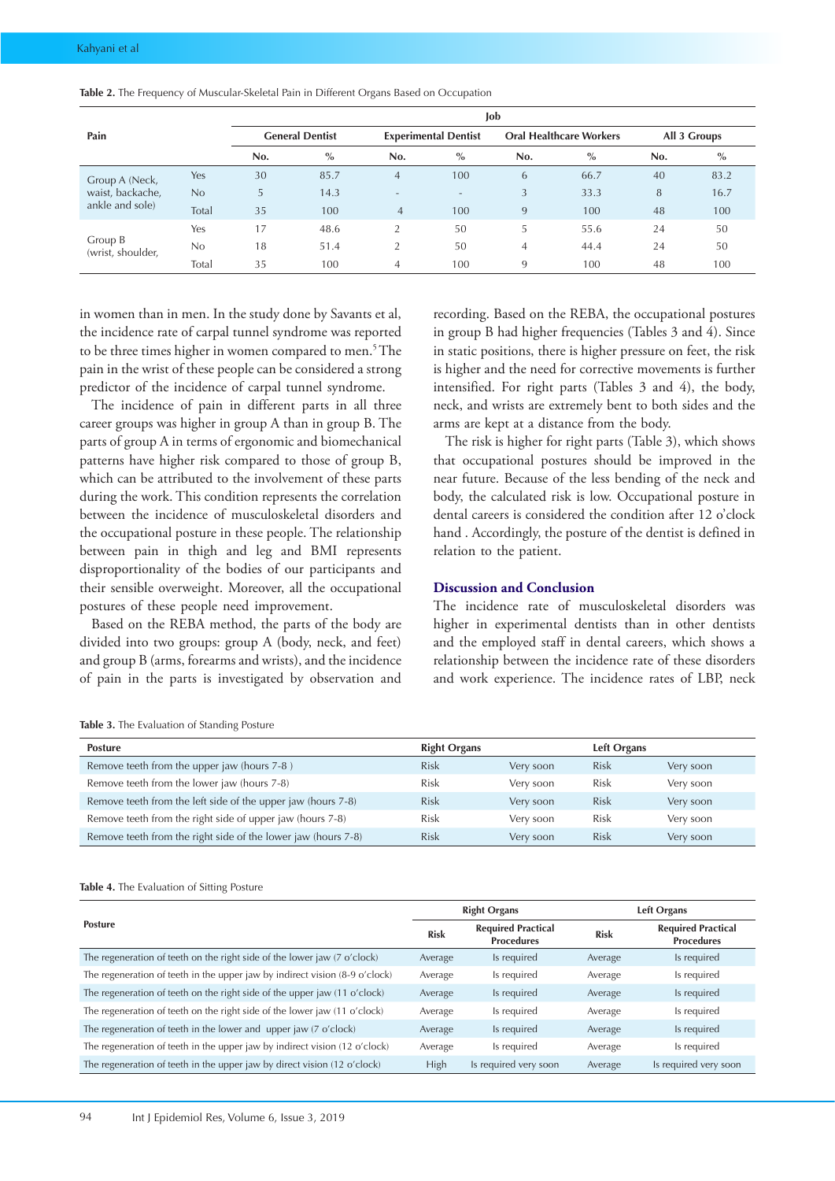**Table 2.** The Frequency of Muscular-Skeletal Pain in Different Organs Based on Occupation

| Pain | | Job | | | | | | | |
|---|---|---|---|---|---|---|---|---|---|
| | | General Dentist | | Experimental Dentist | | Oral Healthcare Workers | | All 3 Groups | |
| | | No. | % | No. | % | No. | % | No. | % |
| Group A (Neck, waist, backache, ankle and sole) | Yes | 30 | 85.7 | 4 | 100 | 6 | 66.7 | 40 | 83.2 |
| | No | 5 | 14.3 | - | - | 3 | 33.3 | 8 | 16.7 |
| | Total | 35 | 100 | 4 | 100 | 9 | 100 | 48 | 100 |
| Group B (wrist, shoulder, | Yes | 17 | 48.6 | 2 | 50 | 5 | 55.6 | 24 | 50 |
| | No | 18 | 51.4 | 2 | 50 | 4 | 44.4 | 24 | 50 |
| | Total | 35 | 100 | 4 | 100 | 9 | 100 | 48 | 100 |

in women than in men. In the study done by Savants et al, the incidence rate of carpal tunnel syndrome was reported to be three times higher in women compared to men.[5] The pain in the wrist of these people can be considered a strong predictor of the incidence of carpal tunnel syndrome.

The incidence of pain in different parts in all three career groups was higher in group A than in group B. The parts of group A in terms of ergonomic and biomechanical patterns have higher risk compared to those of group B, which can be attributed to the involvement of these parts during the work. This condition represents the correlation between the incidence of musculoskeletal disorders and the occupational posture in these people. The relationship between pain in thigh and leg and BMI represents disproportionality of the bodies of our participants and their sensible overweight. Moreover, all the occupational postures of these people need improvement.

Based on the REBA method, the parts of the body are divided into two groups: group A (body, neck, and feet) and group B (arms, forearms and wrists), and the incidence of pain in the parts is investigated by observation and recording. Based on the REBA, the occupational postures in group B had higher frequencies (Tables 3 and 4). Since in static positions, there is higher pressure on feet, the risk is higher and the need for corrective movements is further intensified. For right parts (Tables 3 and 4), the body, neck, and wrists are extremely bent to both sides and the arms are kept at a distance from the body.

The risk is higher for right parts (Table 3), which shows that occupational postures should be improved in the near future. Because of the less bending of the neck and body, the calculated risk is low. Occupational posture in dental careers is considered the condition after 12 o'clock hand . Accordingly, the posture of the dentist is defined in relation to the patient.

## Discussion and Conclusion

The incidence rate of musculoskeletal disorders was higher in experimental dentists than in other dentists and the employed staff in dental careers, which shows a relationship between the incidence rate of these disorders and work experience. The incidence rates of LBP, neck

**Table 3.** The Evaluation of Standing Posture

| Posture | Right Organs | | Left Organs | |
|---|---|---|---|---|
| Remove teeth from the upper jaw (hours 7-8 ) | Risk | Very soon | Risk | Very soon |
| Remove teeth from the lower jaw (hours 7-8) | Risk | Very soon | Risk | Very soon |
| Remove teeth from the left side of the upper jaw (hours 7-8) | Risk | Very soon | Risk | Very soon |
| Remove teeth from the right side of upper jaw (hours 7-8) | Risk | Very soon | Risk | Very soon |
| Remove teeth from the right side of the lower jaw (hours 7-8) | Risk | Very soon | Risk | Very soon |

**Table 4.** The Evaluation of Sitting Posture

| Posture | Right Organs | | Left Organs | |
|---|---|---|---|---|
| | Risk | Required Practical Procedures | Risk | Required Practical Procedures |
| The regeneration of teeth on the right side of the lower jaw (7 o'clock) | Average | Is required | Average | Is required |
| The regeneration of teeth in the upper jaw by indirect vision (8-9 o'clock) | Average | Is required | Average | Is required |
| The regeneration of teeth on the right side of the upper jaw (11 o'clock) | Average | Is required | Average | Is required |
| The regeneration of teeth on the right side of the lower jaw (11 o'clock) | Average | Is required | Average | Is required |
| The regeneration of teeth in the lower and upper jaw (7 o'clock) | Average | Is required | Average | Is required |
| The regeneration of teeth in the upper jaw by indirect vision (12 o'clock) | Average | Is required | Average | Is required |
| The regeneration of teeth in the upper jaw by direct vision (12 o'clock) | High | Is required very soon | Average | Is required very soon |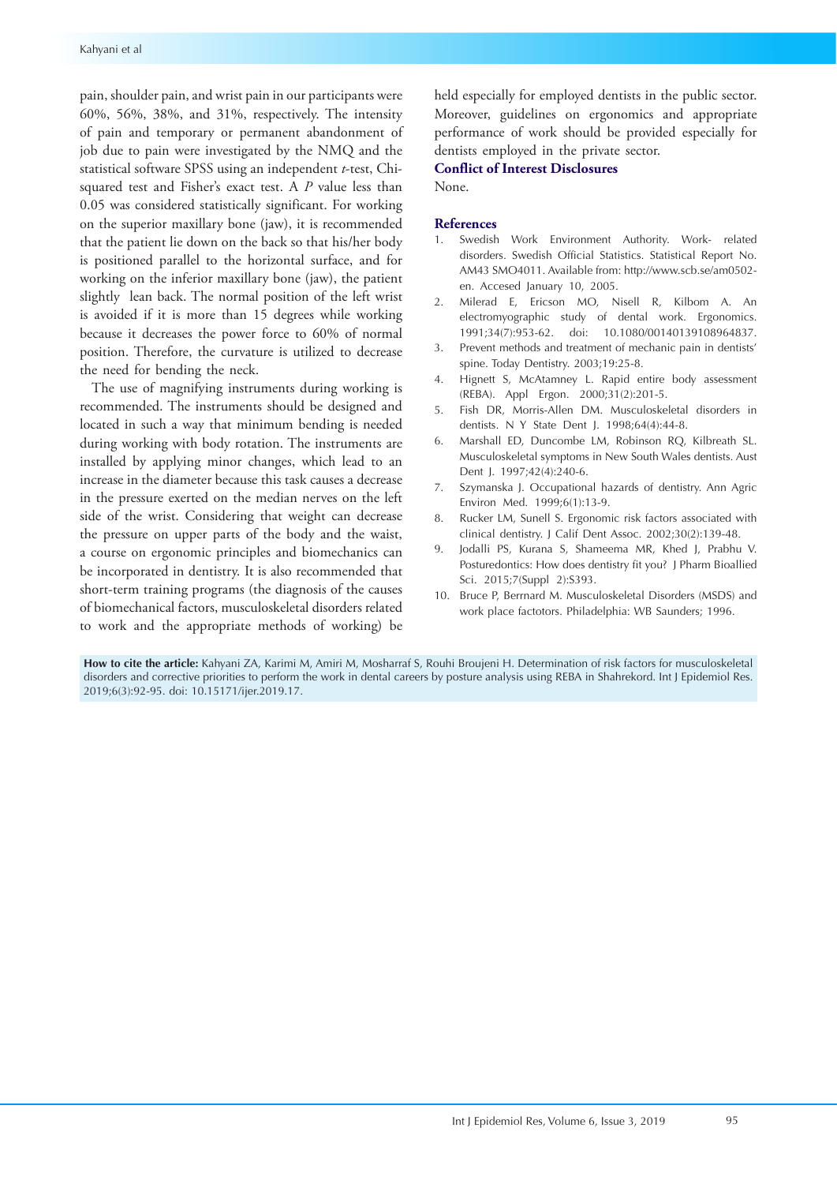pain, shoulder pain, and wrist pain in our participants were 60%, 56%, 38%, and 31%, respectively. The intensity of pain and temporary or permanent abandonment of job due to pain were investigated by the NMQ and the statistical software SPSS using an independent *t*-test, Chi-squared test and Fisher's exact test. A *P* value less than 0.05 was considered statistically significant. For working on the superior maxillary bone (jaw), it is recommended that the patient lie down on the back so that his/her body is positioned parallel to the horizontal surface, and for working on the inferior maxillary bone (jaw), the patient slightly lean back. The normal position of the left wrist is avoided if it is more than 15 degrees while working because it decreases the power force to 60% of normal position. Therefore, the curvature is utilized to decrease the need for bending the neck.

The use of magnifying instruments during working is recommended. The instruments should be designed and located in such a way that minimum bending is needed during working with body rotation. The instruments are installed by applying minor changes, which lead to an increase in the diameter because this task causes a decrease in the pressure exerted on the median nerves on the left side of the wrist. Considering that weight can decrease the pressure on upper parts of the body and the waist, a course on ergonomic principles and biomechanics can be incorporated in dentistry. It is also recommended that short-term training programs (the diagnosis of the causes of biomechanical factors, musculoskeletal disorders related to work and the appropriate methods of working) be held especially for employed dentists in the public sector. Moreover, guidelines on ergonomics and appropriate performance of work should be provided especially for dentists employed in the private sector.

## Conflict of Interest Disclosures

None.

## References

1. Swedish Work Environment Authority. Work- related disorders. Swedish Official Statistics. Statistical Report No. AM43 SMO4011. Available from: http://www.scb.se/am0502-en. Accesed January 10, 2005.
2. Milerad E, Ericson MO, Nisell R, Kilbom A. An electromyographic study of dental work. Ergonomics. 1991;34(7):953-62. doi: 10.1080/00140139108964837.
3. Prevent methods and treatment of mechanic pain in dentists' spine. Today Dentistry. 2003;19:25-8.
4. Hignett S, McAtamney L. Rapid entire body assessment (REBA). Appl Ergon. 2000;31(2):201-5.
5. Fish DR, Morris-Allen DM. Musculoskeletal disorders in dentists. N Y State Dent J. 1998;64(4):44-8.
6. Marshall ED, Duncombe LM, Robinson RQ, Kilbreath SL. Musculoskeletal symptoms in New South Wales dentists. Aust Dent J. 1997;42(4):240-6.
7. Szymanska J. Occupational hazards of dentistry. Ann Agric Environ Med. 1999;6(1):13-9.
8. Rucker LM, Sunell S. Ergonomic risk factors associated with clinical dentistry. J Calif Dent Assoc. 2002;30(2):139-48.
9. Jodalli PS, Kurana S, Shameema MR, Khed J, Prabhu V. Posturedontics: How does dentistry fit you? J Pharm Bioallied Sci. 2015;7(Suppl 2):S393.
10. Bruce P, Berrnard M. Musculoskeletal Disorders (MSDS) and work place factotors. Philadelphia: WB Saunders; 1996.

**How to cite the article:** Kahyani ZA, Karimi M, Amiri M, Mosharraf S, Rouhi Broujeni H. Determination of risk factors for musculoskeletal disorders and corrective priorities to perform the work in dental careers by posture analysis using REBA in Shahrekord. Int J Epidemiol Res. 2019;6(3):92-95. doi: 10.15171/ijer.2019.17.